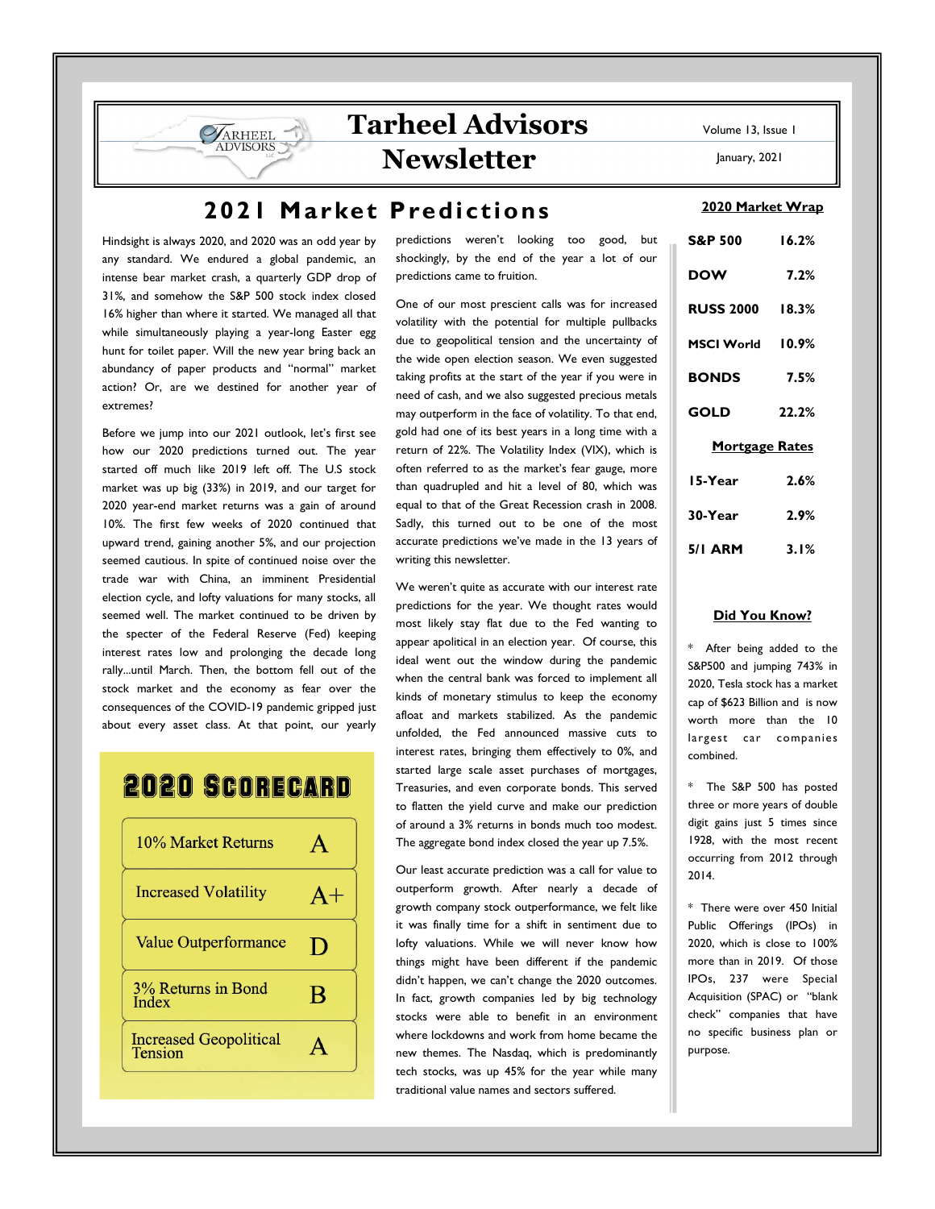# Tarheel Advisors Newsletter

Volume 13, Issue 1

January, 2021

## 2021 Market Predictions

Hindsight is always 2020, and 2020 was an odd year by any standard. We endured a global pandemic, an intense bear market crash, a quarterly GDP drop of 31%, and somehow the S&P 500 stock index closed 16% higher than where it started. We managed all that while simultaneously playing a year-long Easter egg hunt for toilet paper. Will the new year bring back an abundancy of paper products and "normal" market action? Or, are we destined for another year of extremes?

Before we jump into our 2021 outlook, let's first see how our 2020 predictions turned out. The year started off much like 2019 left off. The U.S stock market was up big (33%) in 2019, and our target for 2020 year-end market returns was a gain of around 10%. The first few weeks of 2020 continued that upward trend, gaining another 5%, and our projection seemed cautious. In spite of continued noise over the trade war with China, an imminent Presidential election cycle, and lofty valuations for many stocks, all seemed well. The market continued to be driven by the specter of the Federal Reserve (Fed) keeping interest rates low and prolonging the decade long rally...until March. Then, the bottom fell out of the stock market and the economy as fear over the consequences of the COVID-19 pandemic gripped just about every asset class. At that point, our yearly predictions weren't looking too good, but shockingly, by the end of the year a lot of our predictions came to fruition.

One of our most prescient calls was for increased volatility with the potential for multiple pullbacks due to geopolitical tension and the uncertainty of the wide open election season. We even suggested taking profits at the start of the year if you were in need of cash, and we also suggested precious metals may outperform in the face of volatility. To that end, gold had one of its best years in a long time with a return of 22%. The Volatility Index (VIX), which is often referred to as the market's fear gauge, more than quadrupled and hit a level of 80, which was equal to that of the Great Recession crash in 2008. Sadly, this turned out to be one of the most accurate predictions we've made in the 13 years of writing this newsletter.

We weren't quite as accurate with our interest rate predictions for the year. We thought rates would most likely stay flat due to the Fed wanting to appear apolitical in an election year. Of course, this ideal went out the window during the pandemic when the central bank was forced to implement all kinds of monetary stimulus to keep the economy afloat and markets stabilized. As the pandemic unfolded, the Fed announced massive cuts to interest rates, bringing them effectively to 0%, and started large scale asset purchases of mortgages, Treasuries, and even corporate bonds. This served to flatten the yield curve and make our prediction of around a 3% returns in bonds much too modest. The aggregate bond index closed the year up 7.5%.

Our least accurate prediction was a call for value to outperform growth. After nearly a decade of growth company stock outperformance, we felt like it was finally time for a shift in sentiment due to lofty valuations. While we will never know how things might have been different if the pandemic didn't happen, we can't change the 2020 outcomes. In fact, growth companies led by big technology stocks were able to benefit in an environment where lockdowns and work from home became the new themes. The Nasdaq, which is predominantly tech stocks, was up 45% for the year while many traditional value names and sectors suffered.

### 2020 Scorecard

| Prediction | Grade |
|---|---|
| 10% Market Returns | A |
| Increased Volatility | A+ |
| Value Outperformance | D |
| 3% Returns in Bond Index | B |
| Increased Geopolitical Tension | A |

### 2020 Market Wrap

| Index | Return |
|---|---|
| S&P 500 | 16.2% |
| DOW | 7.2% |
| RUSS 2000 | 18.3% |
| MSCI World | 10.9% |
| BONDS | 7.5% |
| GOLD | 22.2% |

### Mortgage Rates

| Type | Rate |
|---|---|
| 15-Year | 2.6% |
| 30-Year | 2.9% |
| 5/1 ARM | 3.1% |

### Did You Know?

* After being added to the S&P500 and jumping 743% in 2020, Tesla stock has a market cap of $623 Billion and is now worth more than the 10 largest car companies combined.

* The S&P 500 has posted three or more years of double digit gains just 5 times since 1928, with the most recent occurring from 2012 through 2014.

* There were over 450 Initial Public Offerings (IPOs) in 2020, which is close to 100% more than in 2019. Of those IPOs, 237 were Special Acquisition (SPAC) or "blank check" companies that have no specific business plan or purpose.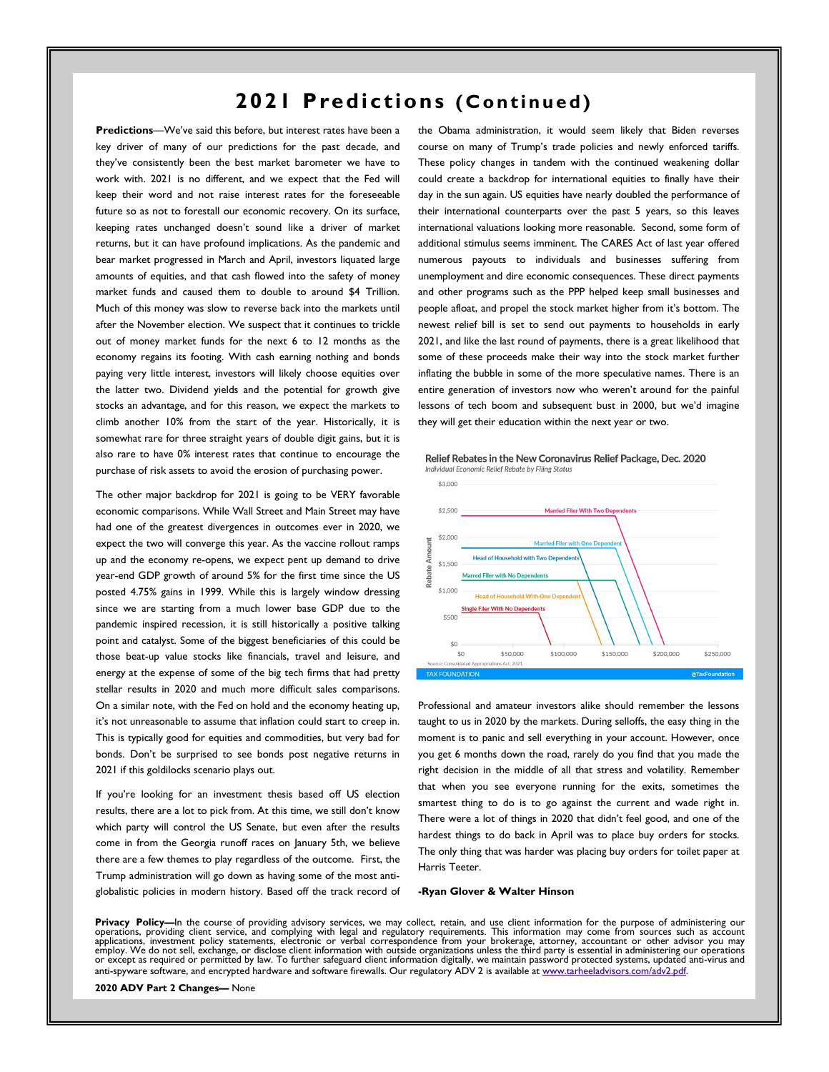# 2021 Predictions (Continued)

**Predictions**—We've said this before, but interest rates have been a key driver of many of our predictions for the past decade, and they've consistently been the best market barometer we have to work with. 2021 is no different, and we expect that the Fed will keep their word and not raise interest rates for the foreseeable future so as not to forestall our economic recovery. On its surface, keeping rates unchanged doesn't sound like a driver of market returns, but it can have profound implications. As the pandemic and bear market progressed in March and April, investors liquated large amounts of equities, and that cash flowed into the safety of money market funds and caused them to double to around $4 Trillion. Much of this money was slow to reverse back into the markets until after the November election. We suspect that it continues to trickle out of money market funds for the next 6 to 12 months as the economy regains its footing. With cash earning nothing and bonds paying very little interest, investors will likely choose equities over the latter two. Dividend yields and the potential for growth give stocks an advantage, and for this reason, we expect the markets to climb another 10% from the start of the year. Historically, it is somewhat rare for three straight years of double digit gains, but it is also rare to have 0% interest rates that continue to encourage the purchase of risk assets to avoid the erosion of purchasing power.

The other major backdrop for 2021 is going to be VERY favorable economic comparisons. While Wall Street and Main Street may have had one of the greatest divergences in outcomes ever in 2020, we expect the two will converge this year. As the vaccine rollout ramps up and the economy re-opens, we expect pent up demand to drive year-end GDP growth of around 5% for the first time since the US posted 4.75% gains in 1999. While this is largely window dressing since we are starting from a much lower base GDP due to the pandemic inspired recession, it is still historically a positive talking point and catalyst. Some of the biggest beneficiaries of this could be those beat-up value stocks like financials, travel and leisure, and energy at the expense of some of the big tech firms that had pretty stellar results in 2020 and much more difficult sales comparisons. On a similar note, with the Fed on hold and the economy heating up, it's not unreasonable to assume that inflation could start to creep in. This is typically good for equities and commodities, but very bad for bonds. Don't be surprised to see bonds post negative returns in 2021 if this goldilocks scenario plays out.

If you're looking for an investment thesis based off US election results, there are a lot to pick from. At this time, we still don't know which party will control the US Senate, but even after the results come in from the Georgia runoff races on January 5th, we believe there are a few themes to play regardless of the outcome. First, the Trump administration will go down as having some of the most anti-globalistic policies in modern history. Based off the track record of the Obama administration, it would seem likely that Biden reverses course on many of Trump's trade policies and newly enforced tariffs. These policy changes in tandem with the continued weakening dollar could create a backdrop for international equities to finally have their day in the sun again. US equities have nearly doubled the performance of their international counterparts over the past 5 years, so this leaves international valuations looking more reasonable. Second, some form of additional stimulus seems imminent. The CARES Act of last year offered numerous payouts to individuals and businesses suffering from unemployment and dire economic consequences. These direct payments and other programs such as the PPP helped keep small businesses and people afloat, and propel the stock market higher from it's bottom. The newest relief bill is set to send out payments to households in early 2021, and like the last round of payments, there is a great likelihood that some of these proceeds make their way into the stock market further inflating the bubble in some of the more speculative names. There is an entire generation of investors now who weren't around for the painful lessons of tech boom and subsequent bust in 2000, but we'd imagine they will get their education within the next year or two.

Relief Rebates in the New Coronavirus Relief Package, Dec. 2020
Individual Economic Relief Rebate by Filing Status

Rebate Amount
$3,000
$2,500
$2,000
$1,500
$1,000
$500
$0
$0 $50,000 $100,000 $150,000 $200,000 $250,000

Married Filer With Two Dependents
Married Filer with One Dependent
Head of Household with Two Dependents
Marred Filer with No Dependents
Head of Household With One Dependent
Single Filer With No Dependents

Source: Consolidated Appropriations Act, 2021.
TAX FOUNDATION @TaxFoundation

Professional and amateur investors alike should remember the lessons taught to us in 2020 by the markets. During selloffs, the easy thing in the moment is to panic and sell everything in your account. However, once you get 6 months down the road, rarely do you find that you made the right decision in the middle of all that stress and volatility. Remember that when you see everyone running for the exits, sometimes the smartest thing to do is to go against the current and wade right in. There were a lot of things in 2020 that didn't feel good, and one of the hardest things to do back in April was to place buy orders for stocks. The only thing that was harder was placing buy orders for toilet paper at Harris Teeter.

**-Ryan Glover & Walter Hinson**

**Privacy Policy—**In the course of providing advisory services, we may collect, retain, and use client information for the purpose of administering our operations, providing client service, and complying with legal and regulatory requirements. This information may come from sources such as account applications, investment policy statements, electronic or verbal correspondence from your brokerage, attorney, accountant or other advisor you may employ. We do not sell, exchange, or disclose client information with outside organizations unless the third party is essential in administering our operations or except as required or permitted by law. To further safeguard client information digitally, we maintain password protected systems, updated anti-virus and anti-spyware software, and encrypted hardware and software firewalls. Our regulatory ADV 2 is available at www.tarheeladvisors.com/adv2.pdf.

**2020 ADV Part 2 Changes—** None